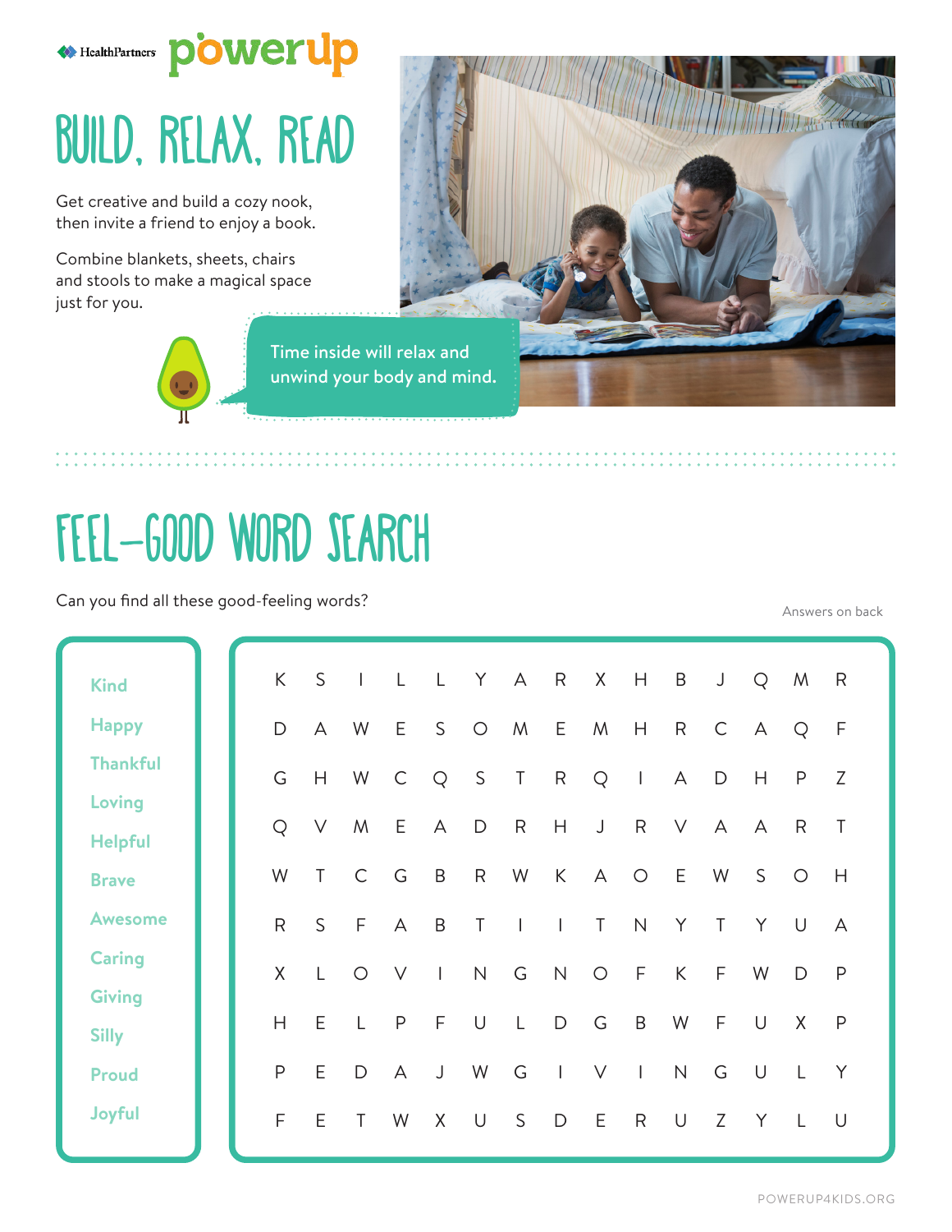HealthPartners powerup

# BUILD, RELAX, READ

Get creative and build a cozy nook, then invite a friend to enjoy a book.

Combine blankets, sheets, chairs and stools to make a magical space just for you.

Time inside will relax and unwind your body and mind.

# FEEL-GOOD WORD SEARCH

Can you find all these good-feeling words?

Answers on back

- Kind
- Happy
- Thankful
- Loving
- Helpful
- Brave
- Awesome
- Caring
- Giving
- Silly
- Proud
- Joyful

| | | | | | | | | | | | | | | |
|---|---|---|---|---|---|---|---|---|---|---|---|---|---|---|
| K | S | I | L | L | Y | A | R | X | H | B | J | Q | M | R |
| D | A | W | E | S | O | M | E | M | H | R | C | A | Q | F |
| G | H | W | C | Q | S | T | R | Q | I | A | D | H | P | Z |
| Q | V | M | E | A | D | R | H | J | R | V | A | A | R | T |
| W | T | C | G | B | R | W | K | A | O | E | W | S | O | H |
| R | S | F | A | B | T | I | I | T | N | Y | T | Y | U | A |
| X | L | O | V | I | N | G | N | O | F | K | F | W | D | P |
| H | E | L | P | F | U | L | D | G | B | W | F | U | X | P |
| P | E | D | A | J | W | G | I | V | I | N | G | U | L | Y |
| F | E | T | W | X | U | S | D | E | R | U | Z | Y | L | U |

POWERUP4KIDS.ORG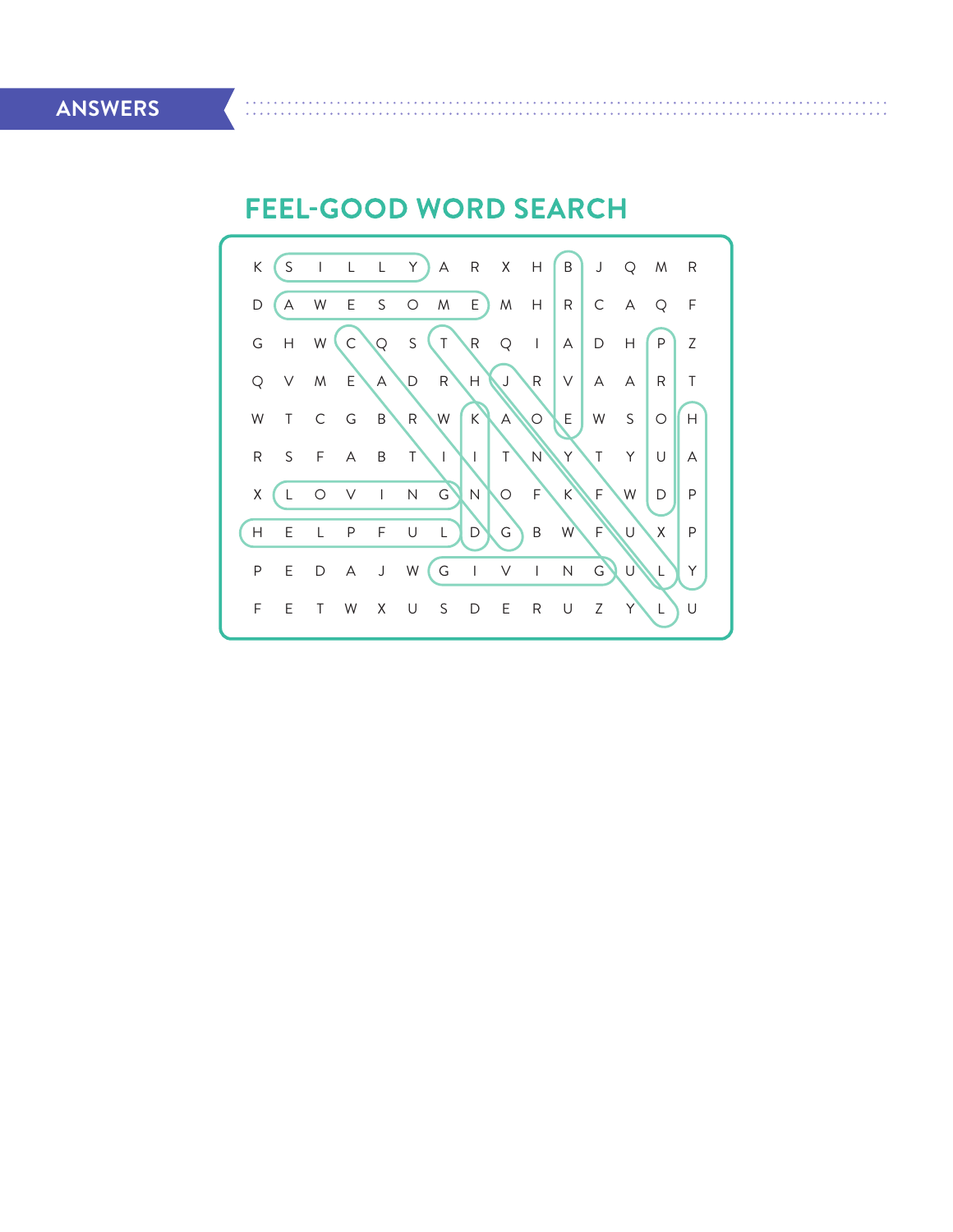# ANSWERS

## FEEL-GOOD WORD SEARCH

| | | | | | | | | | | | | | | |
|---|---|---|---|---|---|---|---|---|---|---|---|---|---|---|
| K | S | I | L | L | Y | A | R | X | H | B | J | Q | M | R |
| D | A | W | E | S | O | M | E | M | H | R | C | A | Q | F |
| G | H | W | C | Q | S | T | R | Q | I | A | D | H | P | Z |
| Q | V | M | E | A | D | R | H | J | R | V | A | A | R | T |
| W | T | C | G | B | R | W | K | A | O | E | W | S | O | H |
| R | S | F | A | B | T | I | I | T | N | Y | T | Y | U | A |
| X | L | O | V | I | N | G | N | O | F | K | F | W | D | P |
| H | E | L | P | F | U | L | D | G | B | W | F | U | X | P |
| P | E | D | A | J | W | G | I | V | I | N | G | U | L | Y |
| F | E | T | W | X | U | S | D | E | R | U | Z | Y | L | U |